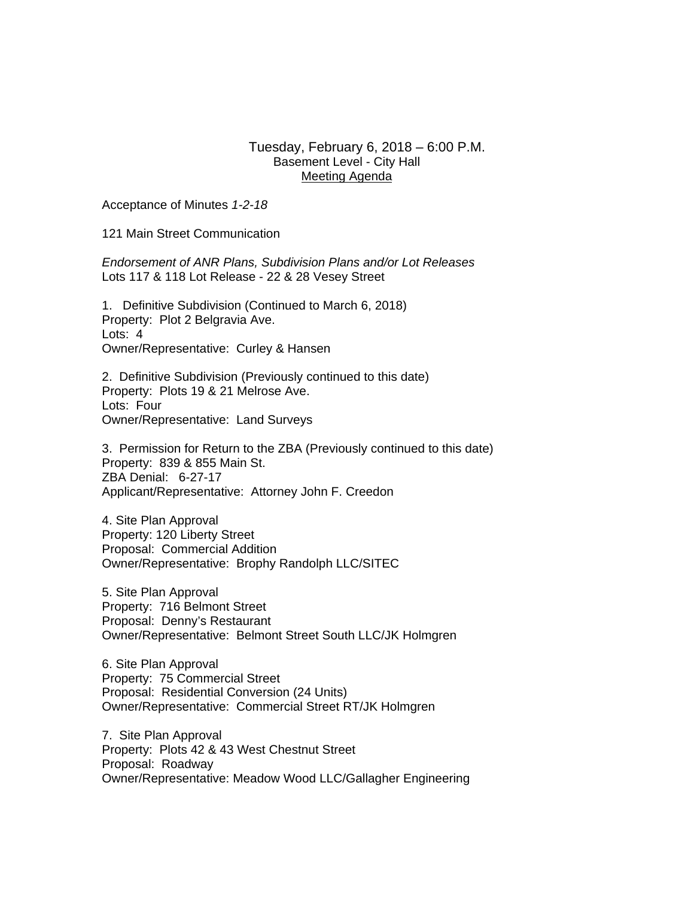Tuesday, February 6, 2018 – 6:00 P.M.
Basement Level - City Hall
Meeting Agenda

Acceptance of Minutes *1-2-18*

121 Main Street Communication

*Endorsement of ANR Plans, Subdivision Plans and/or Lot Releases*
Lots 117 & 118 Lot Release - 22 & 28 Vesey Street

1. Definitive Subdivision (Continued to March 6, 2018)
Property: Plot 2 Belgravia Ave.
Lots: 4
Owner/Representative: Curley & Hansen

2. Definitive Subdivision (Previously continued to this date)
Property: Plots 19 & 21 Melrose Ave.
Lots: Four
Owner/Representative: Land Surveys

3. Permission for Return to the ZBA (Previously continued to this date)
Property: 839 & 855 Main St.
ZBA Denial: 6-27-17
Applicant/Representative: Attorney John F. Creedon

4. Site Plan Approval
Property: 120 Liberty Street
Proposal: Commercial Addition
Owner/Representative: Brophy Randolph LLC/SITEC

5. Site Plan Approval
Property: 716 Belmont Street
Proposal: Denny's Restaurant
Owner/Representative: Belmont Street South LLC/JK Holmgren

6. Site Plan Approval
Property: 75 Commercial Street
Proposal: Residential Conversion (24 Units)
Owner/Representative: Commercial Street RT/JK Holmgren

7. Site Plan Approval
Property: Plots 42 & 43 West Chestnut Street
Proposal: Roadway
Owner/Representative: Meadow Wood LLC/Gallagher Engineering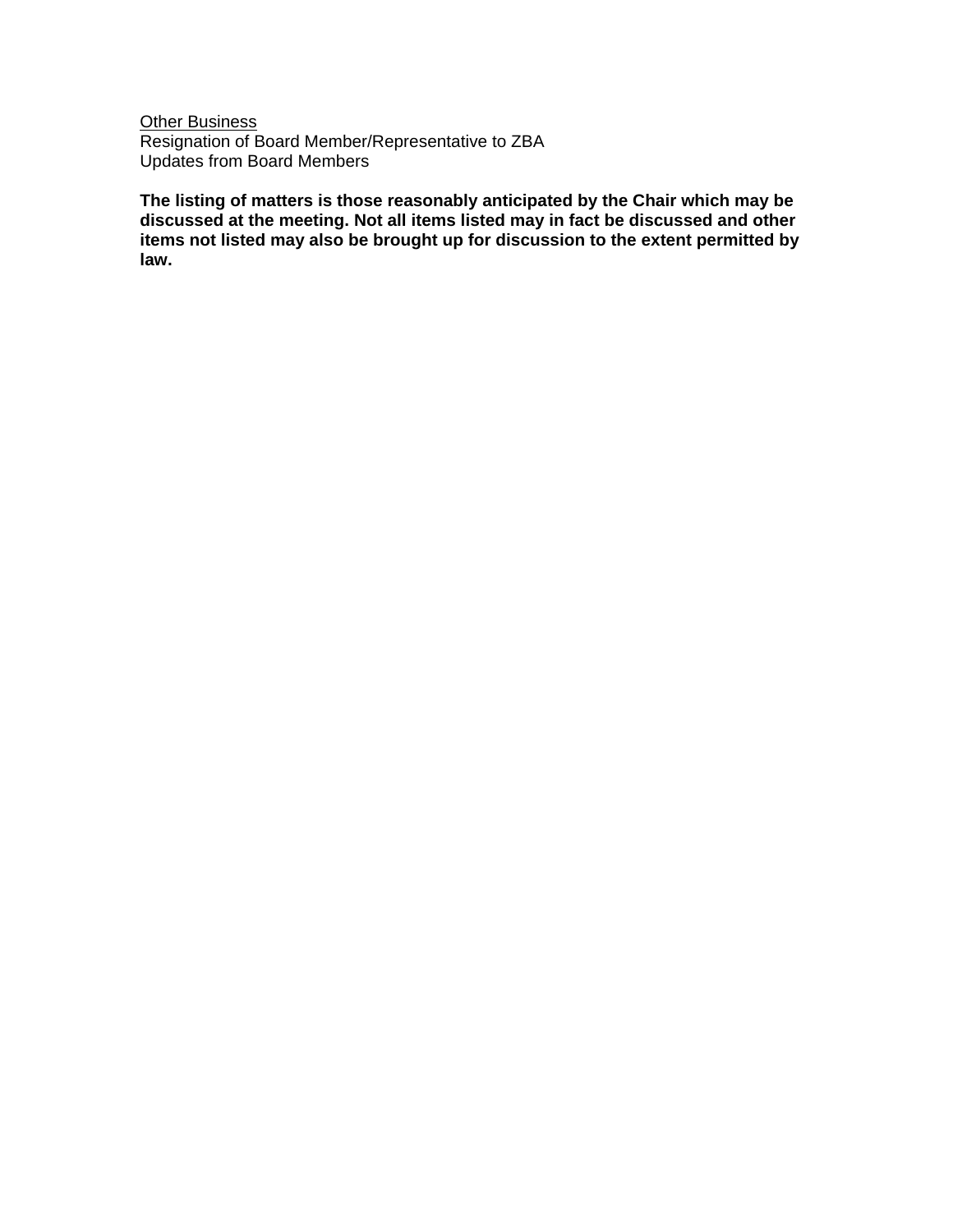<u>Other Business</u>
Resignation of Board Member/Representative to ZBA
Updates from Board Members

**The listing of matters is those reasonably anticipated by the Chair which may be discussed at the meeting. Not all items listed may in fact be discussed and other items not listed may also be brought up for discussion to the extent permitted by law.**